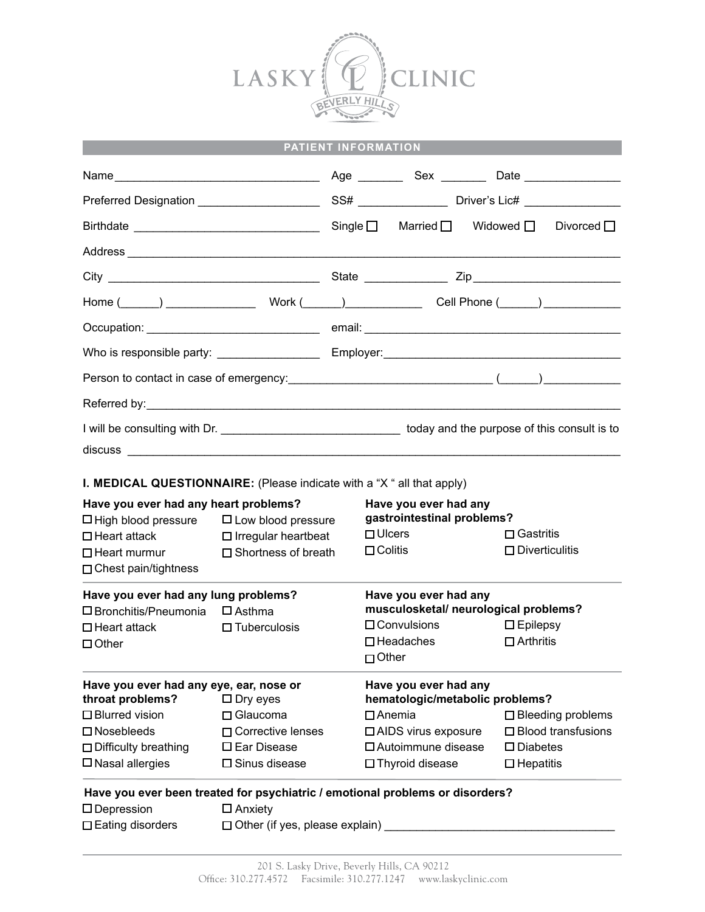# LASKY CLINIC

BEVERLY HILLS

## PATIENT INFORMATION

Name_______________________________ Age _______ Sex _______ Date _______________

Preferred Designation ___________________ SS# ______________ Driver's Lic# _______________

Birthdate _____________________________ Single ☐ Married ☐ Widowed ☐ Divorced ☐

Address ___________________________________________________________________________

City ________________________________ State _____________ Zip______________________

Home (______) ______________ Work (______)____________ Cell Phone (______) ____________

Occupation: ___________________________ email: ________________________________________

Who is responsible party: ________________ Employer:______________________________________

Person to contact in case of emergency:_______________________________ (______)____________

Referred by:________________________________________________________________________

I will be consulting with Dr. ____________________________ today and the purpose of this consult is to discuss ___________________________________________________________________________

### I. MEDICAL QUESTIONNAIRE: (Please indicate with a "X " all that apply)

**Have you ever had any heart problems?**

☐ High blood pressure ☐ Low blood pressure
☐ Heart attack ☐ Irregular heartbeat
☐ Heart murmur ☐ Shortness of breath
☐ Chest pain/tightness

**Have you ever had any gastrointestinal problems?**

☐ Ulcers ☐ Gastritis
☐ Colitis ☐ Diverticulitis

**Have you ever had any lung problems?**

☐ Bronchitis/Pneumonia ☐ Asthma
☐ Heart attack ☐ Tuberculosis
☐ Other

**Have you ever had any musculosketal/ neurological problems?**

☐ Convulsions ☐ Epilepsy
☐ Headaches ☐ Arthritis
☐ Other

**Have you ever had any eye, ear, nose or throat problems?**

☐ Dry eyes
☐ Blurred vision ☐ Glaucoma
☐ Nosebleeds ☐ Corrective lenses
☐ Difficulty breathing ☐ Ear Disease
☐ Nasal allergies ☐ Sinus disease

**Have you ever had any hematologic/metabolic problems?**

☐ Anemia ☐ Bleeding problems
☐ AIDS virus exposure ☐ Blood transfusions
☐ Autoimmune disease ☐ Diabetes
☐ Thyroid disease ☐ Hepatitis

**Have you ever been treated for psychiatric / emotional problems or disorders?**

☐ Depression ☐ Anxiety
☐ Eating disorders ☐ Other (if yes, please explain) ___________________________________

201 S. Lasky Drive, Beverly Hills, CA 90212
Office: 310.277.4572 Facsimile: 310.277.1247 www.laskyclinic.com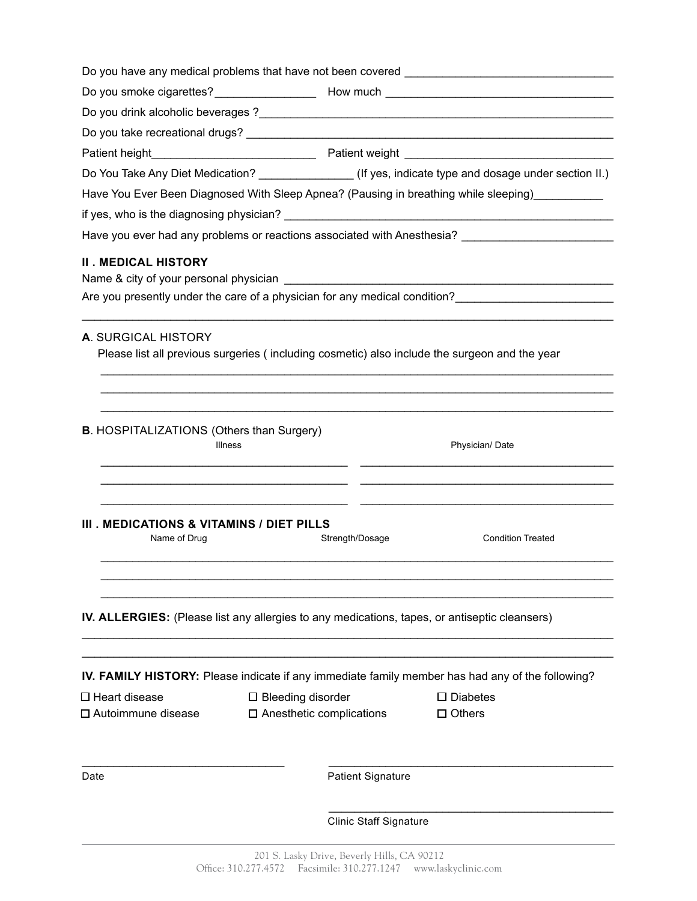Do you have any medical problems that have not been covered ________________________________

Do you smoke cigarettes?________________ How much ____________________________________

Do you drink alcoholic beverages ?__________________________________________________________

Do you take recreational drugs? ____________________________________________________________

Patient height__________________________ Patient weight _________________________________

Do You Take Any Diet Medication? _______________ (If yes, indicate type and dosage under section II.)

Have You Ever Been Diagnosed With Sleep Apnea? (Pausing in breathing while sleeping)___________

if yes, who is the diagnosing physician? ______________________________________________________

Have you ever had any problems or reactions associated with Anesthesia? ________________________

## II . MEDICAL HISTORY

Name & city of your personal physician _______________________________________________________

Are you presently under the care of a physician for any medical condition?_________________________

_______________________________________________________________________________________

### A. SURGICAL HISTORY

Please list all previous surgeries ( including cosmetic) also include the surgeon and the year

_______________________________________________________________________________________

_______________________________________________________________________________________

_______________________________________________________________________________________

### B. HOSPITALIZATIONS (Others than Surgery)

| Illness | Physician/ Date |
|---|---|
| | |
| | |
| | |

## III . MEDICATIONS & VITAMINS / DIET PILLS

| Name of Drug | Strength/Dosage | Condition Treated |
|---|---|---|
| | | |
| | | |
| | | |

## IV. ALLERGIES: (Please list any allergies to any medications, tapes, or antiseptic cleansers)

_______________________________________________________________________________________

_______________________________________________________________________________________

## IV. FAMILY HISTORY: Please indicate if any immediate family member has had any of the following?

- ☐ Heart disease
- ☐ Bleeding disorder
- ☐ Diabetes
- ☐ Autoimmune disease
- ☐ Anesthetic complications
- ☐ Others

________________________________ Date

________________________________ Patient Signature

________________________________ Clinic Staff Signature

201 S. Lasky Drive, Beverly Hills, CA 90212

Office: 310.277.4572 Facsimile: 310.277.1247 www.laskyclinic.com